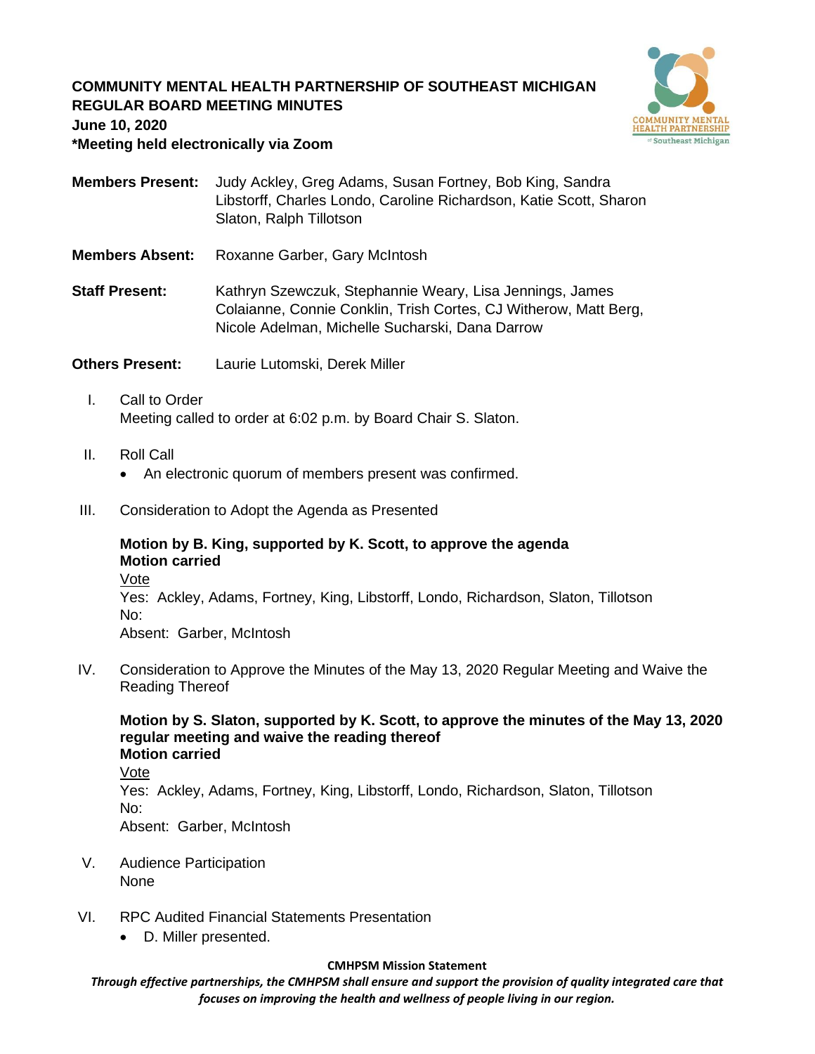**COMMUNITY MENTAL HEALTH PARTNERSHIP OF SOUTHEAST MICHIGAN**
**REGULAR BOARD MEETING MINUTES**
**June 10, 2020**
***Meeting held electronically via Zoom**

**Members Present:** Judy Ackley, Greg Adams, Susan Fortney, Bob King, Sandra Libstorff, Charles Londo, Caroline Richardson, Katie Scott, Sharon Slaton, Ralph Tillotson

**Members Absent:** Roxanne Garber, Gary McIntosh

**Staff Present:** Kathryn Szewczuk, Stephannie Weary, Lisa Jennings, James Colaianne, Connie Conklin, Trish Cortes, CJ Witherow, Matt Berg, Nicole Adelman, Michelle Sucharski, Dana Darrow

**Others Present:** Laurie Lutomski, Derek Miller

I. Call to Order
Meeting called to order at 6:02 p.m. by Board Chair S. Slaton.

II. Roll Call
- An electronic quorum of members present was confirmed.

III. Consideration to Adopt the Agenda as Presented

**Motion by B. King, supported by K. Scott, to approve the agenda**
**Motion carried**
Vote
Yes: Ackley, Adams, Fortney, King, Libstorff, Londo, Richardson, Slaton, Tillotson
No:
Absent: Garber, McIntosh

IV. Consideration to Approve the Minutes of the May 13, 2020 Regular Meeting and Waive the Reading Thereof

**Motion by S. Slaton, supported by K. Scott, to approve the minutes of the May 13, 2020 regular meeting and waive the reading thereof**
**Motion carried**
Vote
Yes: Ackley, Adams, Fortney, King, Libstorff, Londo, Richardson, Slaton, Tillotson
No:
Absent: Garber, McIntosh

V. Audience Participation
None

VI. RPC Audited Financial Statements Presentation
- D. Miller presented.

**CMHPSM Mission Statement**
***Through effective partnerships, the CMHPSM shall ensure and support the provision of quality integrated care that focuses on improving the health and wellness of people living in our region.***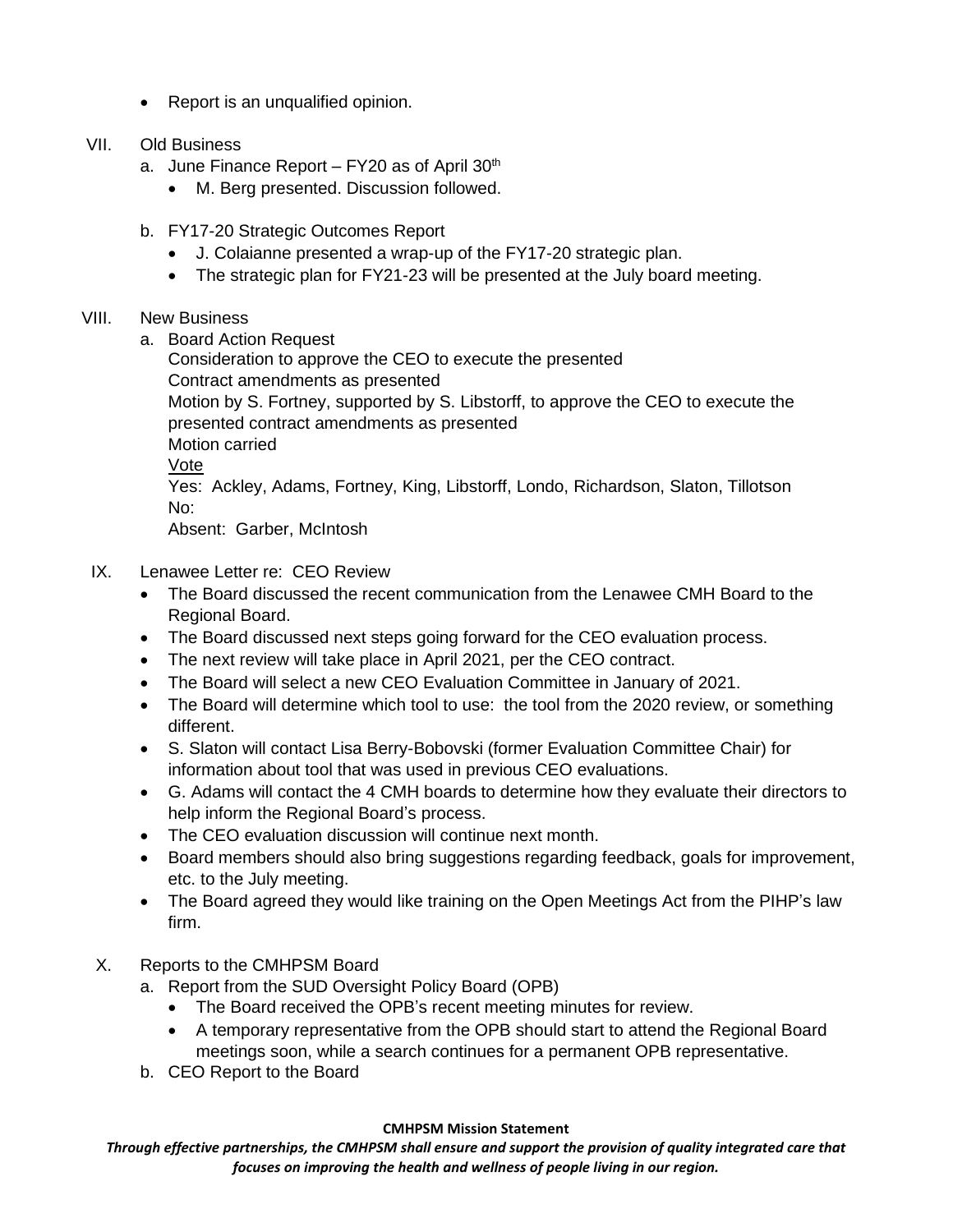- Report is an unqualified opinion.

VII. Old Business

a. June Finance Report – FY20 as of April 30th

- M. Berg presented. Discussion followed.

b. FY17-20 Strategic Outcomes Report

- J. Colaianne presented a wrap-up of the FY17-20 strategic plan.
- The strategic plan for FY21-23 will be presented at the July board meeting.

VIII. New Business

a. Board Action Request

Consideration to approve the CEO to execute the presented
Contract amendments as presented
Motion by S. Fortney, supported by S. Libstorff, to approve the CEO to execute the presented contract amendments as presented
Motion carried
Vote
Yes: Ackley, Adams, Fortney, King, Libstorff, Londo, Richardson, Slaton, Tillotson
No:
Absent: Garber, McIntosh

IX. Lenawee Letter re: CEO Review

- The Board discussed the recent communication from the Lenawee CMH Board to the Regional Board.
- The Board discussed next steps going forward for the CEO evaluation process.
- The next review will take place in April 2021, per the CEO contract.
- The Board will select a new CEO Evaluation Committee in January of 2021.
- The Board will determine which tool to use: the tool from the 2020 review, or something different.
- S. Slaton will contact Lisa Berry-Bobovski (former Evaluation Committee Chair) for information about tool that was used in previous CEO evaluations.
- G. Adams will contact the 4 CMH boards to determine how they evaluate their directors to help inform the Regional Board's process.
- The CEO evaluation discussion will continue next month.
- Board members should also bring suggestions regarding feedback, goals for improvement, etc. to the July meeting.
- The Board agreed they would like training on the Open Meetings Act from the PIHP's law firm.

X. Reports to the CMHPSM Board

a. Report from the SUD Oversight Policy Board (OPB)

- The Board received the OPB's recent meeting minutes for review.
- A temporary representative from the OPB should start to attend the Regional Board meetings soon, while a search continues for a permanent OPB representative.

b. CEO Report to the Board

**CMHPSM Mission Statement**

***Through effective partnerships, the CMHPSM shall ensure and support the provision of quality integrated care that focuses on improving the health and wellness of people living in our region.***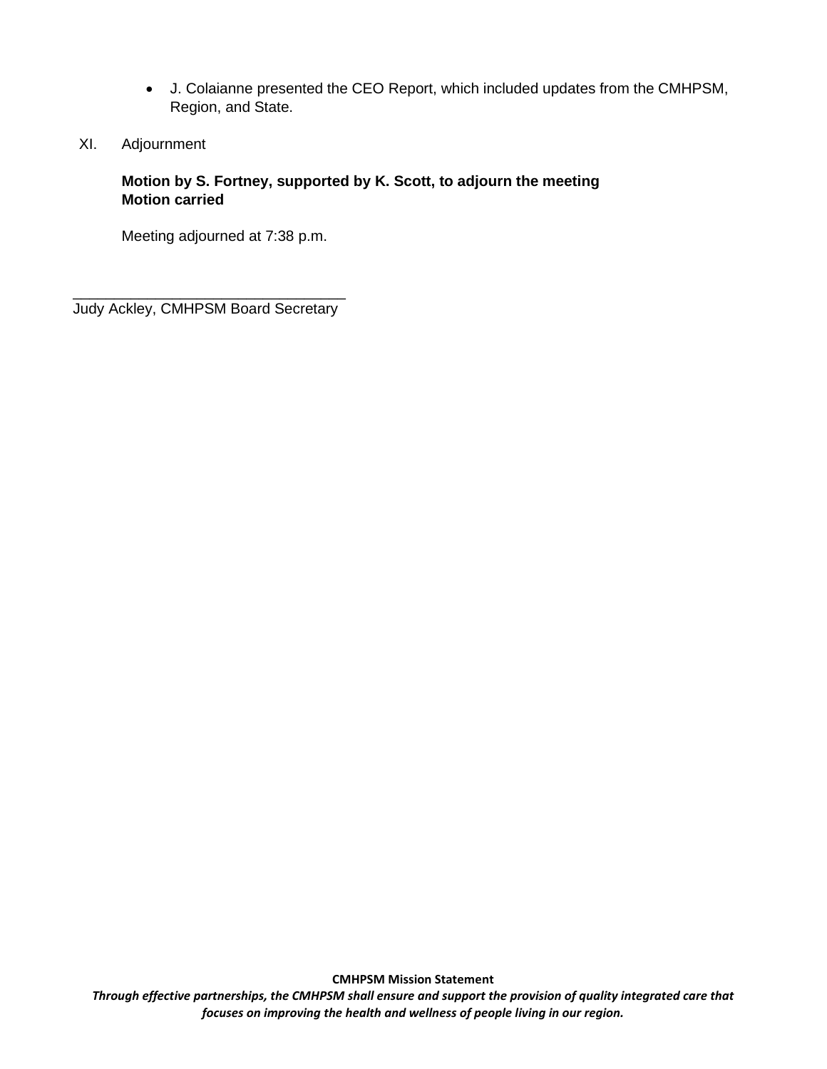- J. Colaianne presented the CEO Report, which included updates from the CMHPSM, Region, and State.

XI. Adjournment

**Motion by S. Fortney, supported by K. Scott, to adjourn the meeting**
**Motion carried**

Meeting adjourned at 7:38 p.m.

_______________________________
Judy Ackley, CMHPSM Board Secretary

**CMHPSM Mission Statement**

***Through effective partnerships, the CMHPSM shall ensure and support the provision of quality integrated care that focuses on improving the health and wellness of people living in our region.***